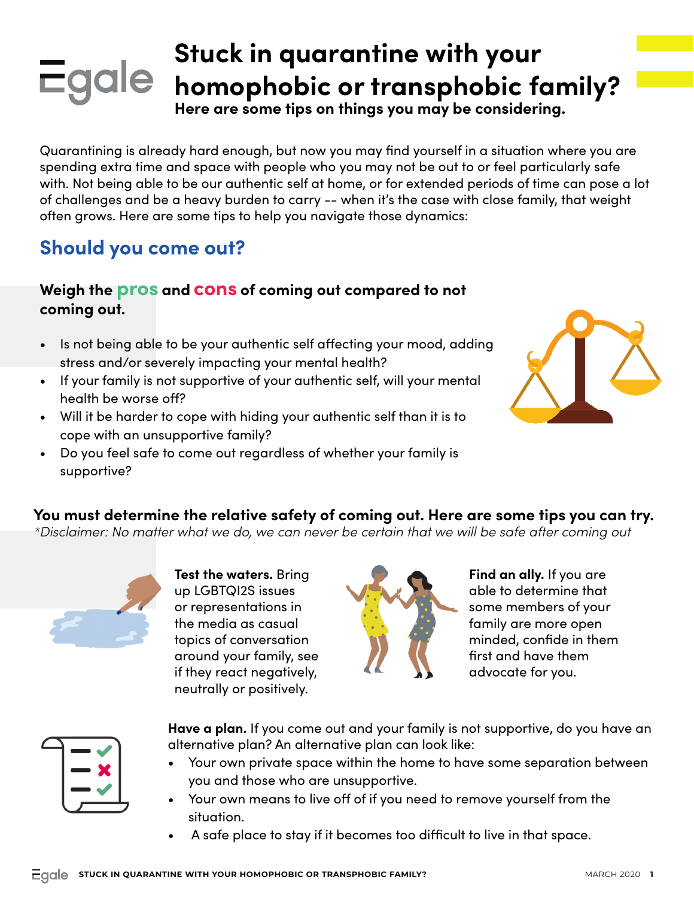# Stuck in quarantine with your homophobic or transphobic family?

**Here are some tips on things you may be considering.**

Quarantining is already hard enough, but now you may find yourself in a situation where you are spending extra time and space with people who you may not be out to or feel particularly safe with. Not being able to be our authentic self at home, or for extended periods of time can pose a lot of challenges and be a heavy burden to carry -- when it's the case with close family, that weight often grows. Here are some tips to help you navigate those dynamics:

## Should you come out?

### Weigh the pros and cons of coming out compared to not coming out.

- Is not being able to be your authentic self affecting your mood, adding stress and/or severely impacting your mental health?
- If your family is not supportive of your authentic self, will your mental health be worse off?
- Will it be harder to cope with hiding your authentic self than it is to cope with an unsupportive family?
- Do you feel safe to come out regardless of whether your family is supportive?

**You must determine the relative safety of coming out. Here are some tips you can try.**

*\*Disclaimer: No matter what we do, we can never be certain that we will be safe after coming out*

**Test the waters.** Bring up LGBTQI2S issues or representations in the media as casual topics of conversation around your family, see if they react negatively, neutrally or positively.

**Find an ally.** If you are able to determine that some members of your family are more open minded, confide in them first and have them advocate for you.

**Have a plan.** If you come out and your family is not supportive, do you have an alternative plan? An alternative plan can look like:

- Your own private space within the home to have some separation between you and those who are unsupportive.
- Your own means to live off of if you need to remove yourself from the situation.
- A safe place to stay if it becomes too difficult to live in that space.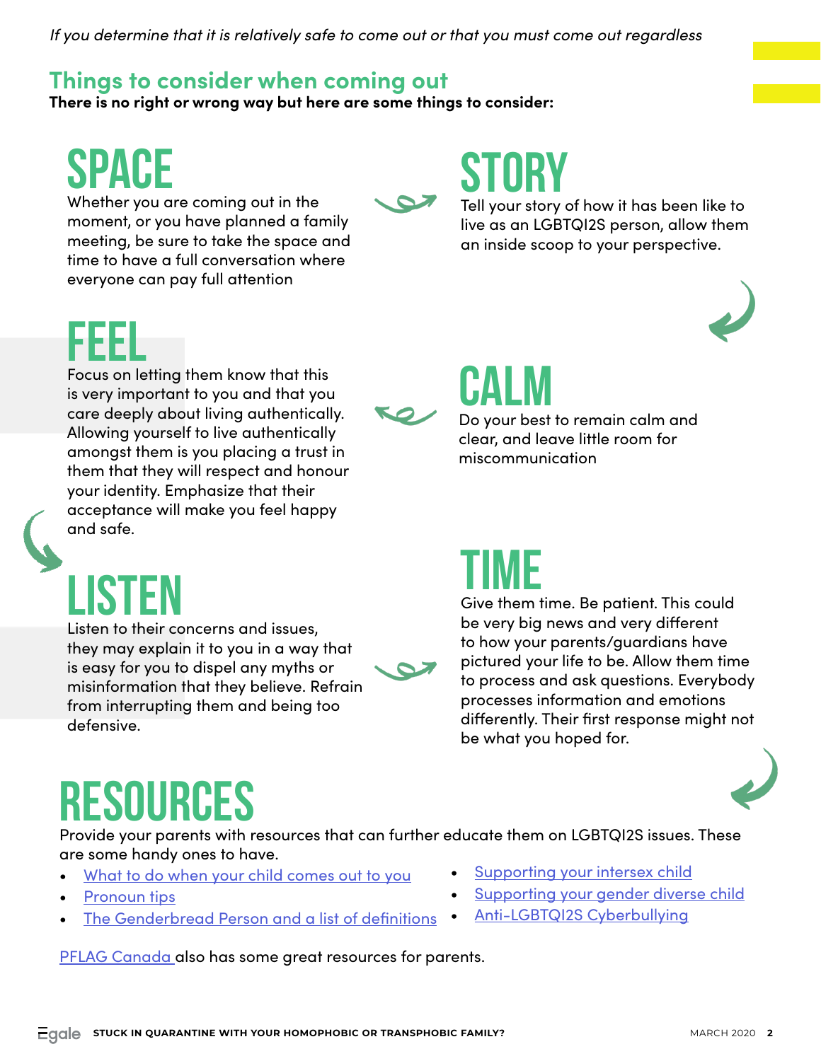*If you determine that it is relatively safe to come out or that you must come out regardless*

## Things to consider when coming out

**There is no right or wrong way but here are some things to consider:**

### SPACE

Whether you are coming out in the moment, or you have planned a family meeting, be sure to take the space and time to have a full conversation where everyone can pay full attention

### STORY

Tell your story of how it has been like to live as an LGBTQI2S person, allow them an inside scoop to your perspective.

### CALM

Do your best to remain calm and clear, and leave little room for miscommunication

### FEEL

Focus on letting them know that this is very important to you and that you care deeply about living authentically. Allowing yourself to live authentically amongst them is you placing a trust in them that they will respect and honour your identity. Emphasize that their acceptance will make you feel happy and safe.

### LISTEN

Listen to their concerns and issues, they may explain it to you in a way that is easy for you to dispel any myths or misinformation that they believe. Refrain from interrupting them and being too defensive.

### TIME

Give them time. Be patient. This could be very big news and very different to how your parents/guardians have pictured your life to be. Allow them time to process and ask questions. Everybody processes information and emotions differently. Their first response might not be what you hoped for.

## RESOURCES

Provide your parents with resources that can further educate them on LGBTQI2S issues. These are some handy ones to have.

- What to do when your child comes out to you
- Pronoun tips
- The Genderbread Person and a list of definitions
- Supporting your intersex child
- Supporting your gender diverse child
- Anti-LGBTQI2S Cyberbullying

PFLAG Canada also has some great resources for parents.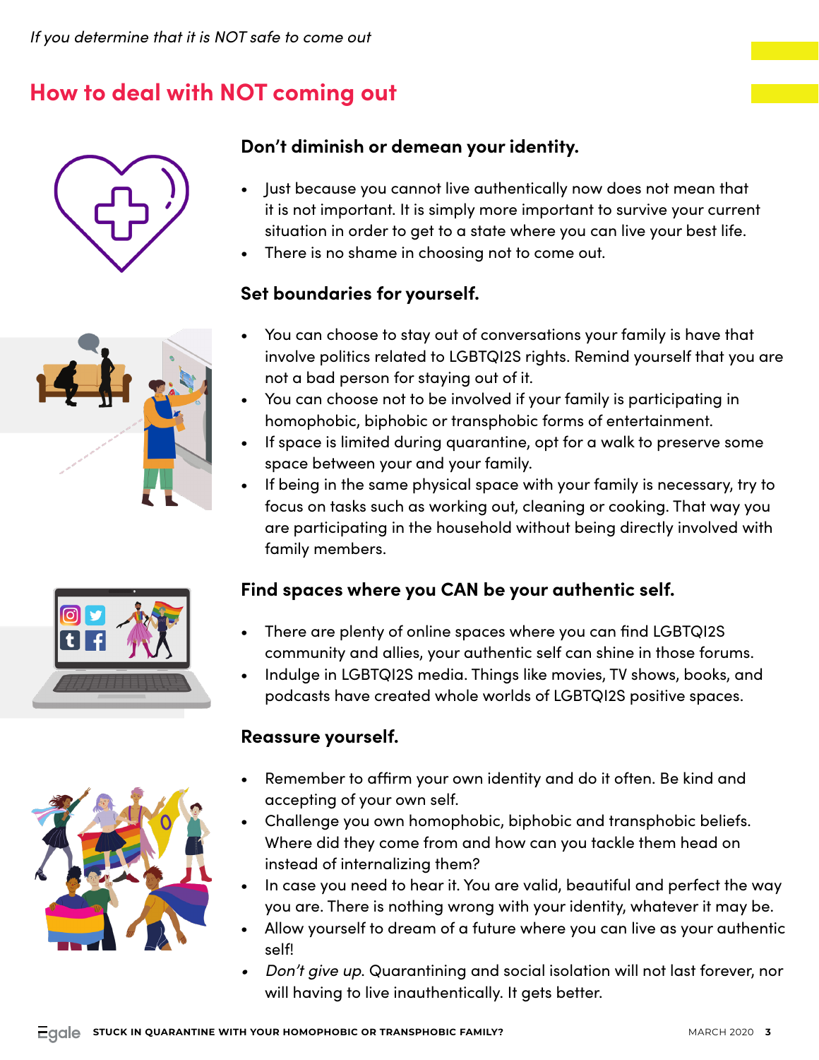*If you determine that it is NOT safe to come out*

# How to deal with NOT coming out

### Don't diminish or demean your identity.

- Just because you cannot live authentically now does not mean that it is not important. It is simply more important to survive your current situation in order to get to a state where you can live your best life.
- There is no shame in choosing not to come out.

### Set boundaries for yourself.

- You can choose to stay out of conversations your family is have that involve politics related to LGBTQI2S rights. Remind yourself that you are not a bad person for staying out of it.
- You can choose not to be involved if your family is participating in homophobic, biphobic or transphobic forms of entertainment.
- If space is limited during quarantine, opt for a walk to preserve some space between your and your family.
- If being in the same physical space with your family is necessary, try to focus on tasks such as working out, cleaning or cooking. That way you are participating in the household without being directly involved with family members.

### Find spaces where you CAN be your authentic self.

- There are plenty of online spaces where you can find LGBTQI2S community and allies, your authentic self can shine in those forums.
- Indulge in LGBTQI2S media. Things like movies, TV shows, books, and podcasts have created whole worlds of LGBTQI2S positive spaces.

### Reassure yourself.

- Remember to affirm your own identity and do it often. Be kind and accepting of your own self.
- Challenge you own homophobic, biphobic and transphobic beliefs. Where did they come from and how can you tackle them head on instead of internalizing them?
- In case you need to hear it. You are valid, beautiful and perfect the way you are. There is nothing wrong with your identity, whatever it may be.
- Allow yourself to dream of a future where you can live as your authentic self!
- *Don't give up*. Quarantining and social isolation will not last forever, nor will having to live inauthentically. It gets better.